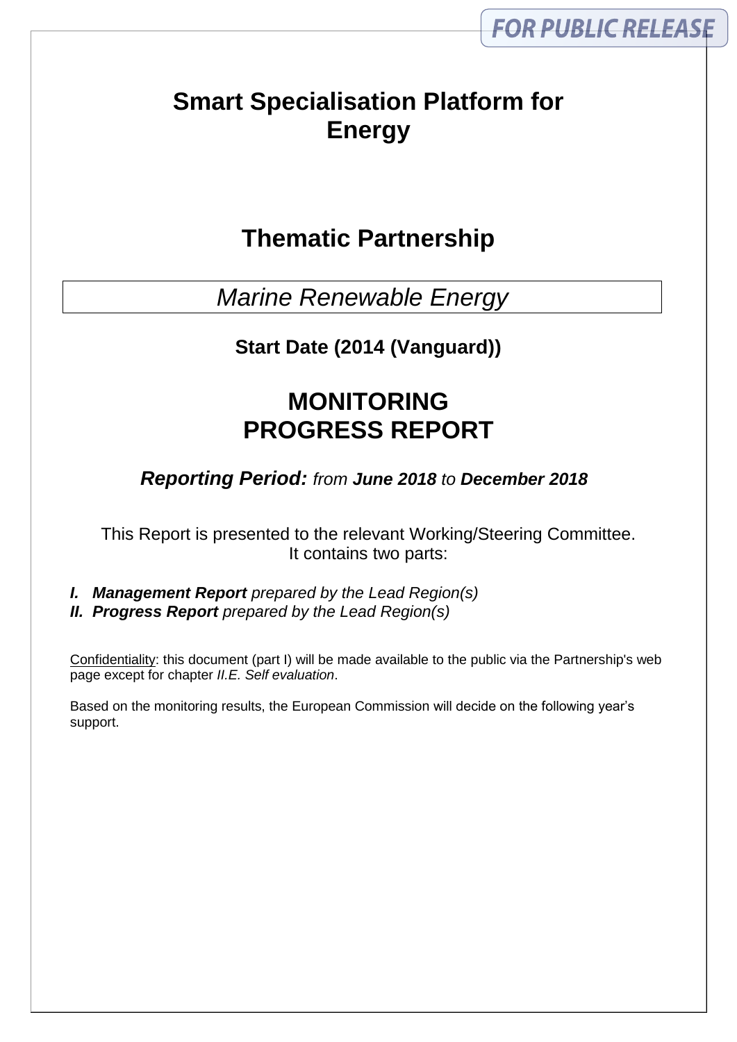FOR PUBLIC RELEASE

# Smart Specialisation Platform for Energy

## Thematic Partnership

*Marine Renewable Energy*

**Start Date (2014 (Vanguard))**

# MONITORING PROGRESS REPORT

***Reporting Period:*** *from* ***June 2018*** *to* ***December 2018***

This Report is presented to the relevant Working/Steering Committee. It contains two parts:

***I. Management Report*** *prepared by the Lead Region(s)*
***II. Progress Report*** *prepared by the Lead Region(s)*

Confidentiality: this document (part I) will be made available to the public via the Partnership's web page except for chapter *II.E. Self evaluation*.

Based on the monitoring results, the European Commission will decide on the following year's support.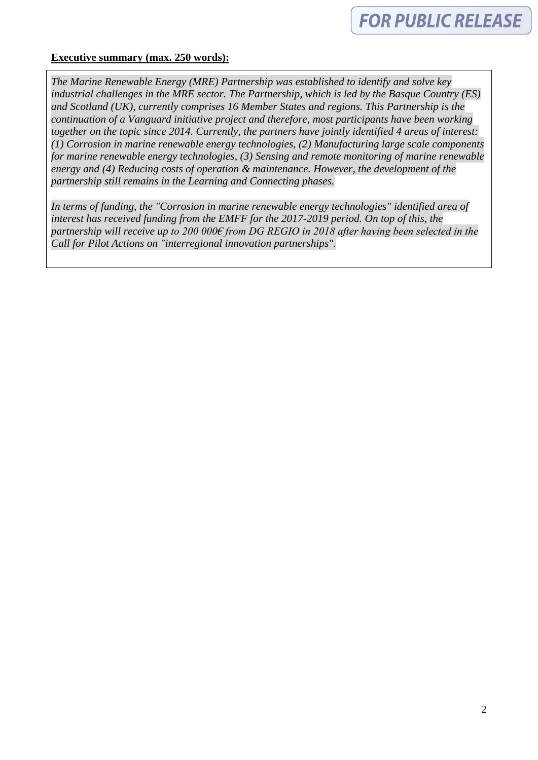**<u>Executive summary (max. 250 words):</u>**

*The Marine Renewable Energy (MRE) Partnership was established to identify and solve key industrial challenges in the MRE sector. The Partnership, which is led by the Basque Country (ES) and Scotland (UK), currently comprises 16 Member States and regions. This Partnership is the continuation of a Vanguard initiative project and therefore, most participants have been working together on the topic since 2014. Currently, the partners have jointly identified 4 areas of interest: (1) Corrosion in marine renewable energy technologies, (2) Manufacturing large scale components for marine renewable energy technologies, (3) Sensing and remote monitoring of marine renewable energy and (4) Reducing costs of operation & maintenance. However, the development of the partnership still remains in the Learning and Connecting phases.*

*In terms of funding, the "Corrosion in marine renewable energy technologies" identified area of interest has received funding from the EMFF for the 2017-2019 period. On top of this, the partnership will receive up to 200 000€ from DG REGIO in 2018 after having been selected in the Call for Pilot Actions on "interregional innovation partnerships".*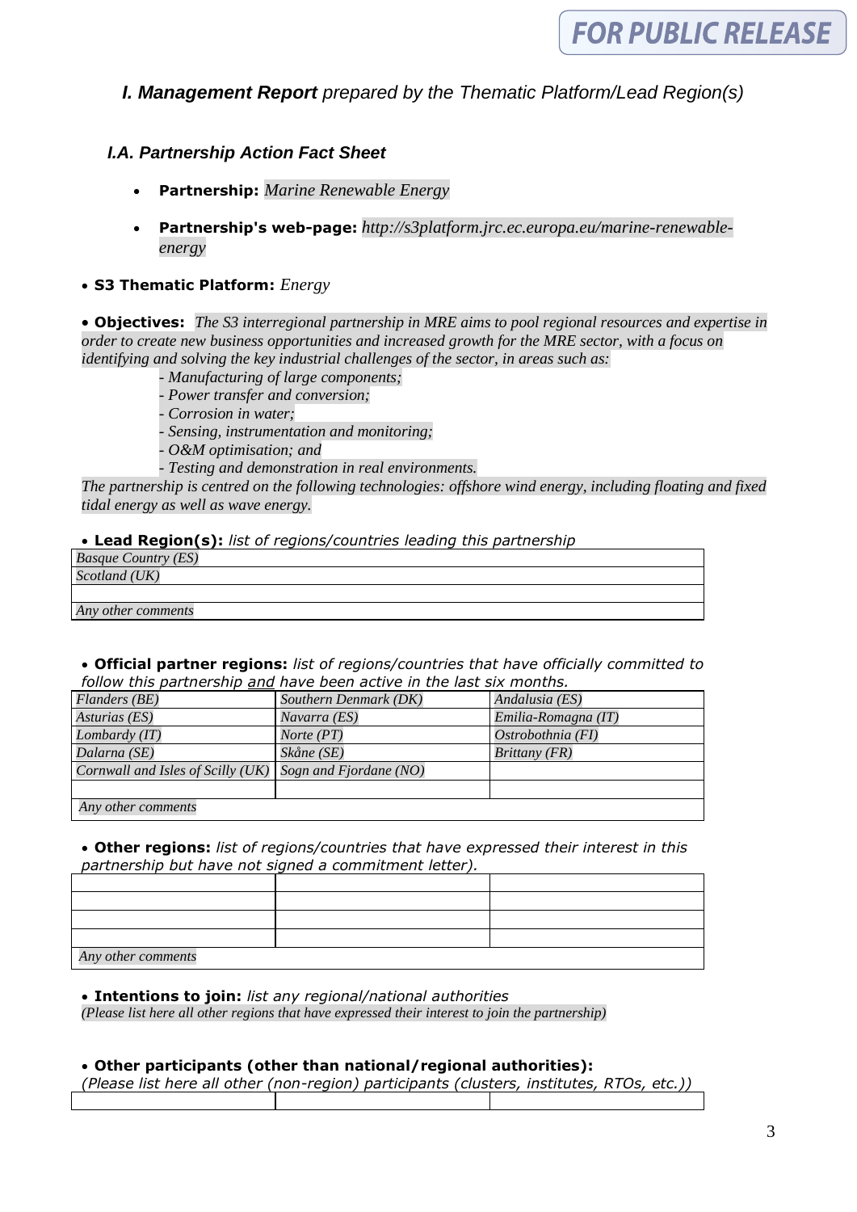FOR PUBLIC RELEASE

## *I. Management Report prepared by the Thematic Platform/Lead Region(s)*

### *I.A. Partnership Action Fact Sheet*

- **Partnership:** *Marine Renewable Energy*
- **Partnership's web-page:** *http://s3platform.jrc.ec.europa.eu/marine-renewable-energy*

- **S3 Thematic Platform:** *Energy*

- **Objectives:** *The S3 interregional partnership in MRE aims to pool regional resources and expertise in order to create new business opportunities and increased growth for the MRE sector, with a focus on identifying and solving the key industrial challenges of the sector, in areas such as:*
  - *- Manufacturing of large components;*
  - *- Power transfer and conversion;*
  - *- Corrosion in water;*
  - *- Sensing, instrumentation and monitoring;*
  - *- O&M optimisation; and*
  - *- Testing and demonstration in real environments.*

*The partnership is centred on the following technologies: offshore wind energy, including floating and fixed tidal energy as well as wave energy.*

- **Lead Region(s):** *list of regions/countries leading this partnership*

| |
|---|
| *Basque Country (ES)* |
| *Scotland (UK)* |
| |
| *Any other comments* |

- **Official partner regions:** *list of regions/countries that have officially committed to follow this partnership* *and* *have been active in the last six months.*

| | | |
|---|---|---|
| *Flanders (BE)* | *Southern Denmark (DK)* | *Andalusia (ES)* |
| *Asturias (ES)* | *Navarra (ES)* | *Emilia-Romagna (IT)* |
| *Lombardy (IT)* | *Norte (PT)* | *Ostrobothnia (FI)* |
| *Dalarna (SE)* | *Skåne (SE)* | *Brittany (FR)* |
| *Cornwall and Isles of Scilly (UK)* | *Sogn and Fjordane (NO)* | |
| | | |
| *Any other comments* | | |

- **Other regions:** *list of regions/countries that have expressed their interest in this partnership but have not signed a commitment letter).*

| | | |
|---|---|---|
| | | |
| | | |
| | | |
| | | |
| *Any other comments* | | |

- **Intentions to join:** *list any regional/national authorities*
*(Please list here all other regions that have expressed their interest to join the partnership)*

- **Other participants (other than national/regional authorities):**
*(Please list here all other (non-region) participants (clusters, institutes, RTOs, etc.))*

| | | |
|---|---|---|
| | | |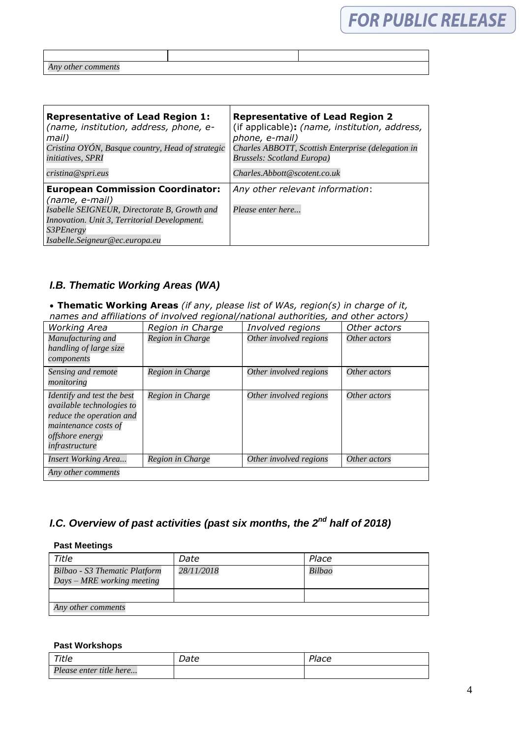| | | |
|---|---|---|
| | | |
| *Any other comments* | | |

| **Representative of Lead Region 1:** *(name, institution, address, phone, e-mail)* | **Representative of Lead Region 2** (if applicable)**:** *(name, institution, address, phone, e-mail)* |
|---|---|
| *Cristina OYÓN, Basque country, Head of strategic initiatives, SPRI* *cristina@spri.eus* | *Charles ABBOTT, Scottish Enterprise (delegation in Brussels: Scotland Europa)* *Charles.Abbott@scotent.co.uk* |
| **European Commission Coordinator:** *(name, e-mail)* *Isabelle SEIGNEUR, Directorate B, Growth and Innovation. Unit 3, Territorial Development. S3PEnergy* *Isabelle.Seigneur@ec.europa.eu* | *Any other relevant information*: *Please enter here...* |

### *I.B. Thematic Working Areas (WA)*

- **Thematic Working Areas** *(if any, please list of WAs, region(s) in charge of it, names and affiliations of involved regional/national authorities, and other actors)*

| *Working Area* | *Region in Charge* | *Involved regions* | *Other actors* |
|---|---|---|---|
| *Manufacturing and handling of large size components* | *Region in Charge* | *Other involved regions* | *Other actors* |
| *Sensing and remote monitoring* | *Region in Charge* | *Other involved regions* | *Other actors* |
| *Identify and test the best available technologies to reduce the operation and maintenance costs of offshore energy infrastructure* | *Region in Charge* | *Other involved regions* | *Other actors* |
| *Insert Working Area...* | *Region in Charge* | *Other involved regions* | *Other actors* |
| *Any other comments* | | | |

### *I.C. Overview of past activities (past six months, the 2nd half of 2018)*

**Past Meetings**

| *Title* | *Date* | *Place* |
|---|---|---|
| *Bilbao - S3 Thematic Platform Days – MRE working meeting* | *28/11/2018* | *Bilbao* |
| | | |
| *Any other comments* | | |

**Past Workshops**

| *Title* | *Date* | *Place* |
|---|---|---|
| *Please enter title here...* | | |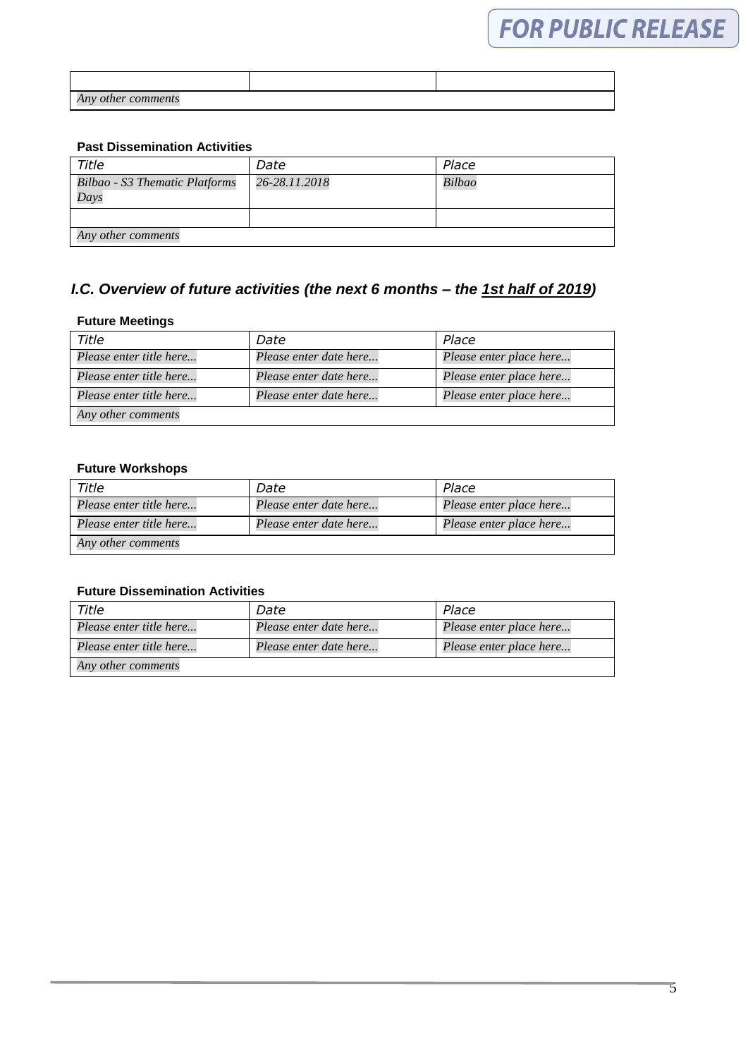| | | |
|---|---|---|
| | | |
| *Any other comments* | | |

**Past Dissemination Activities**

| *Title* | *Date* | *Place* |
|---|---|---|
| *Bilbao - S3 Thematic Platforms Days* | *26-28.11.2018* | *Bilbao* |
| | | |
| *Any other comments* | | |

## *I.C. Overview of future activities (the next 6 months – the 1st half of 2019)*

**Future Meetings**

| *Title* | *Date* | *Place* |
|---|---|---|
| *Please enter title here...* | *Please enter date here...* | *Please enter place here...* |
| *Please enter title here...* | *Please enter date here...* | *Please enter place here...* |
| *Please enter title here...* | *Please enter date here...* | *Please enter place here...* |
| *Any other comments* | | |

**Future Workshops**

| *Title* | *Date* | *Place* |
|---|---|---|
| *Please enter title here...* | *Please enter date here...* | *Please enter place here...* |
| *Please enter title here...* | *Please enter date here...* | *Please enter place here...* |
| *Any other comments* | | |

**Future Dissemination Activities**

| *Title* | *Date* | *Place* |
|---|---|---|
| *Please enter title here...* | *Please enter date here...* | *Please enter place here...* |
| *Please enter title here...* | *Please enter date here...* | *Please enter place here...* |
| *Any other comments* | | |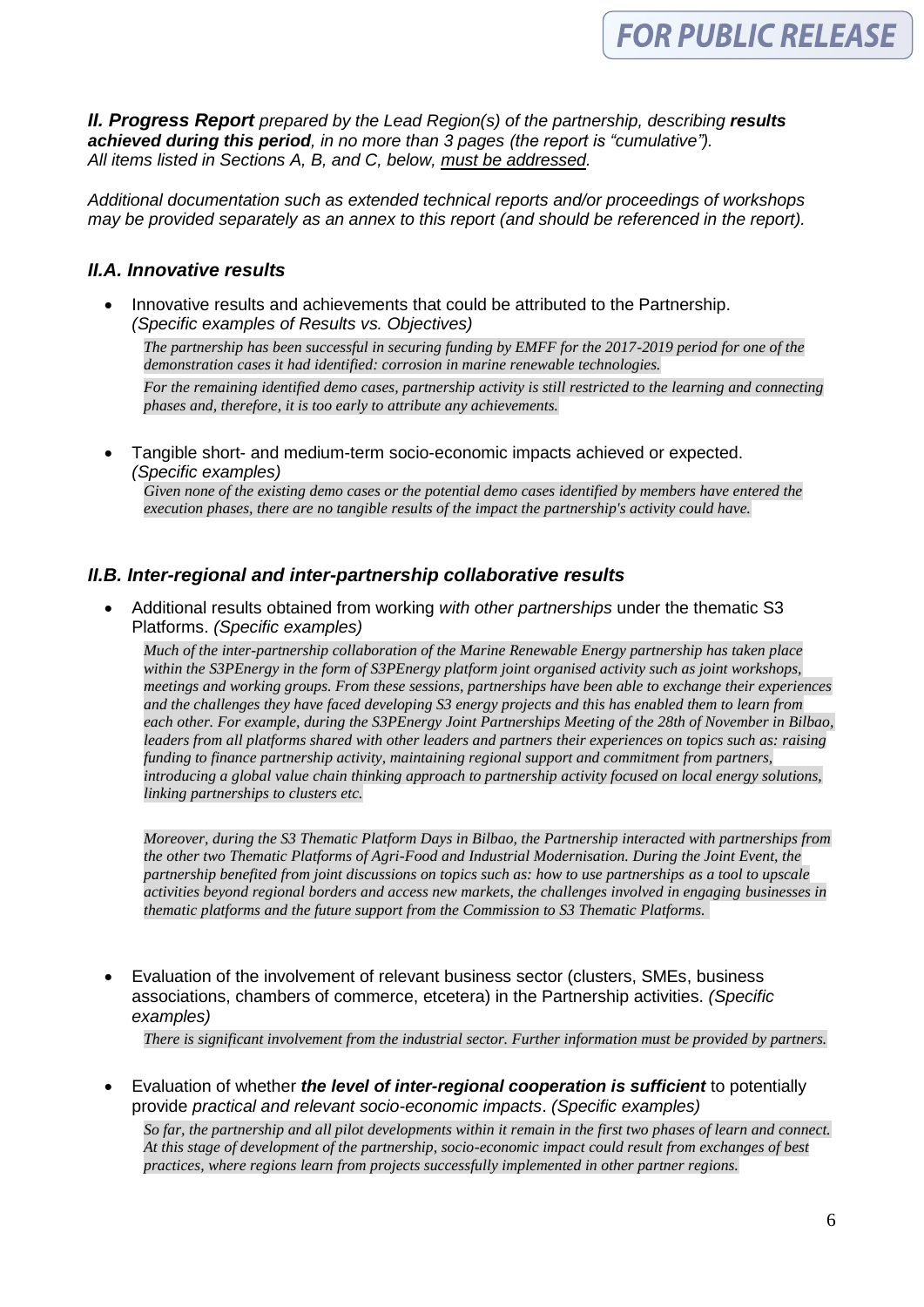***II. Progress Report*** *prepared by the Lead Region(s) of the partnership, describing* ***results achieved during this period****, in no more than 3 pages (the report is "cumulative").*
*All items listed in Sections A, B, and C, below, must be addressed.*

*Additional documentation such as extended technical reports and/or proceedings of workshops may be provided separately as an annex to this report (and should be referenced in the report).*

### *II.A. Innovative results*

- Innovative results and achievements that could be attributed to the Partnership. *(Specific examples of Results vs. Objectives)*

  *The partnership has been successful in securing funding by EMFF for the 2017-2019 period for one of the demonstration cases it had identified: corrosion in marine renewable technologies.*

  *For the remaining identified demo cases, partnership activity is still restricted to the learning and connecting phases and, therefore, it is too early to attribute any achievements.*

- Tangible short- and medium-term socio-economic impacts achieved or expected. *(Specific examples)*

  *Given none of the existing demo cases or the potential demo cases identified by members have entered the execution phases, there are no tangible results of the impact the partnership's activity could have.*

### *II.B. Inter-regional and inter-partnership collaborative results*

- Additional results obtained from working *with other partnerships* under the thematic S3 Platforms. *(Specific examples)*

  *Much of the inter-partnership collaboration of the Marine Renewable Energy partnership has taken place within the S3PEnergy in the form of S3PEnergy platform joint organised activity such as joint workshops, meetings and working groups. From these sessions, partnerships have been able to exchange their experiences and the challenges they have faced developing S3 energy projects and this has enabled them to learn from each other. For example, during the S3PEnergy Joint Partnerships Meeting of the 28th of November in Bilbao, leaders from all platforms shared with other leaders and partners their experiences on topics such as: raising funding to finance partnership activity, maintaining regional support and commitment from partners, introducing a global value chain thinking approach to partnership activity focused on local energy solutions, linking partnerships to clusters etc.*

  *Moreover, during the S3 Thematic Platform Days in Bilbao, the Partnership interacted with partnerships from the other two Thematic Platforms of Agri-Food and Industrial Modernisation. During the Joint Event, the partnership benefited from joint discussions on topics such as: how to use partnerships as a tool to upscale activities beyond regional borders and access new markets, the challenges involved in engaging businesses in thematic platforms and the future support from the Commission to S3 Thematic Platforms.*

- Evaluation of the involvement of relevant business sector (clusters, SMEs, business associations, chambers of commerce, etcetera) in the Partnership activities. *(Specific examples)*

  *There is significant involvement from the industrial sector. Further information must be provided by partners.*

- Evaluation of whether ***the level of inter-regional cooperation is sufficient*** to potentially provide *practical and relevant socio-economic impacts*. *(Specific examples)*

  *So far, the partnership and all pilot developments within it remain in the first two phases of learn and connect. At this stage of development of the partnership, socio-economic impact could result from exchanges of best practices, where regions learn from projects successfully implemented in other partner regions.*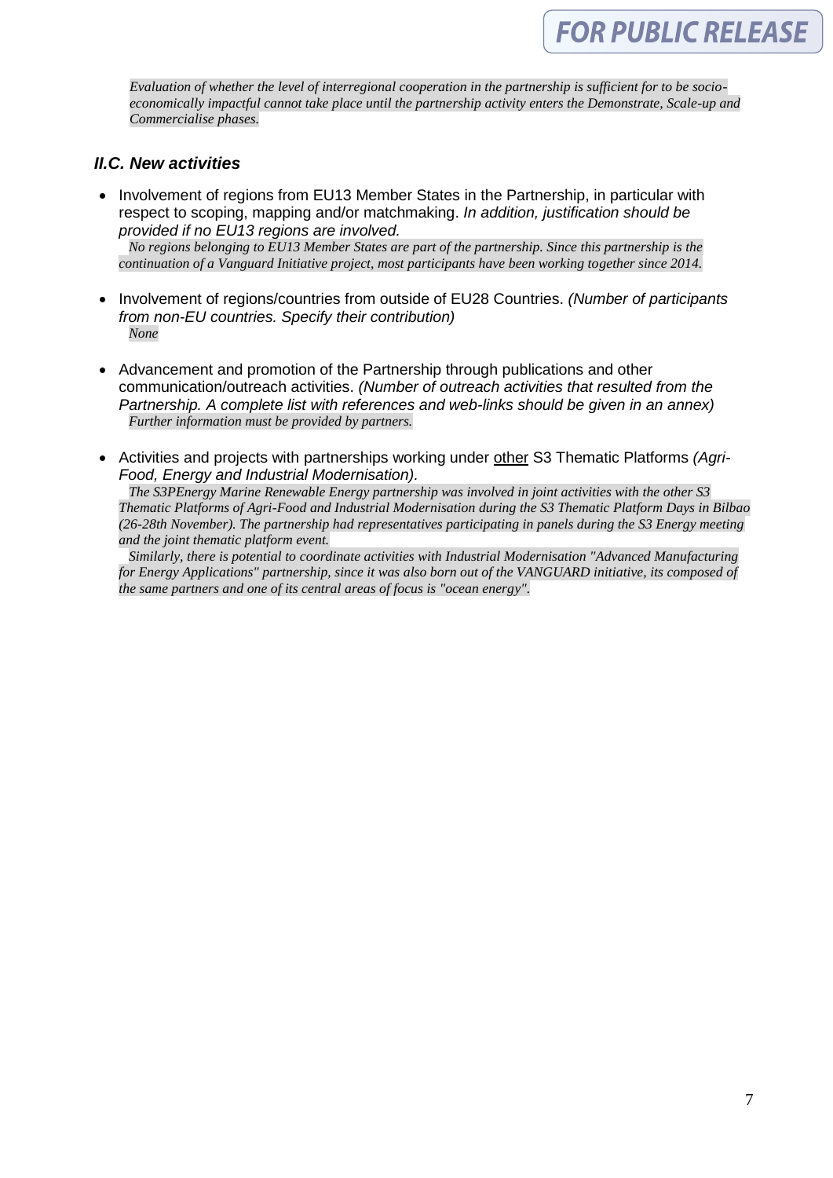*Evaluation of whether the level of interregional cooperation in the partnership is sufficient for to be socio-economically impactful cannot take place until the partnership activity enters the Demonstrate, Scale-up and Commercialise phases.*

### *II.C. New activities*

- Involvement of regions from EU13 Member States in the Partnership, in particular with respect to scoping, mapping and/or matchmaking. *In addition, justification should be provided if no EU13 regions are involved.*

  *No regions belonging to EU13 Member States are part of the partnership. Since this partnership is the continuation of a Vanguard Initiative project, most participants have been working together since 2014.*

- Involvement of regions/countries from outside of EU28 Countries. *(Number of participants from non-EU countries. Specify their contribution)*

  *None*

- Advancement and promotion of the Partnership through publications and other communication/outreach activities. *(Number of outreach activities that resulted from the Partnership. A complete list with references and web-links should be given in an annex)*

  *Further information must be provided by partners.*

- Activities and projects with partnerships working under <u>other</u> S3 Thematic Platforms *(Agri-Food, Energy and Industrial Modernisation).*

  *The S3PEnergy Marine Renewable Energy partnership was involved in joint activities with the other S3 Thematic Platforms of Agri-Food and Industrial Modernisation during the S3 Thematic Platform Days in Bilbao (26-28th November). The partnership had representatives participating in panels during the S3 Energy meeting and the joint thematic platform event.*

  *Similarly, there is potential to coordinate activities with Industrial Modernisation "Advanced Manufacturing for Energy Applications" partnership, since it was also born out of the VANGUARD initiative, its composed of the same partners and one of its central areas of focus is "ocean energy".*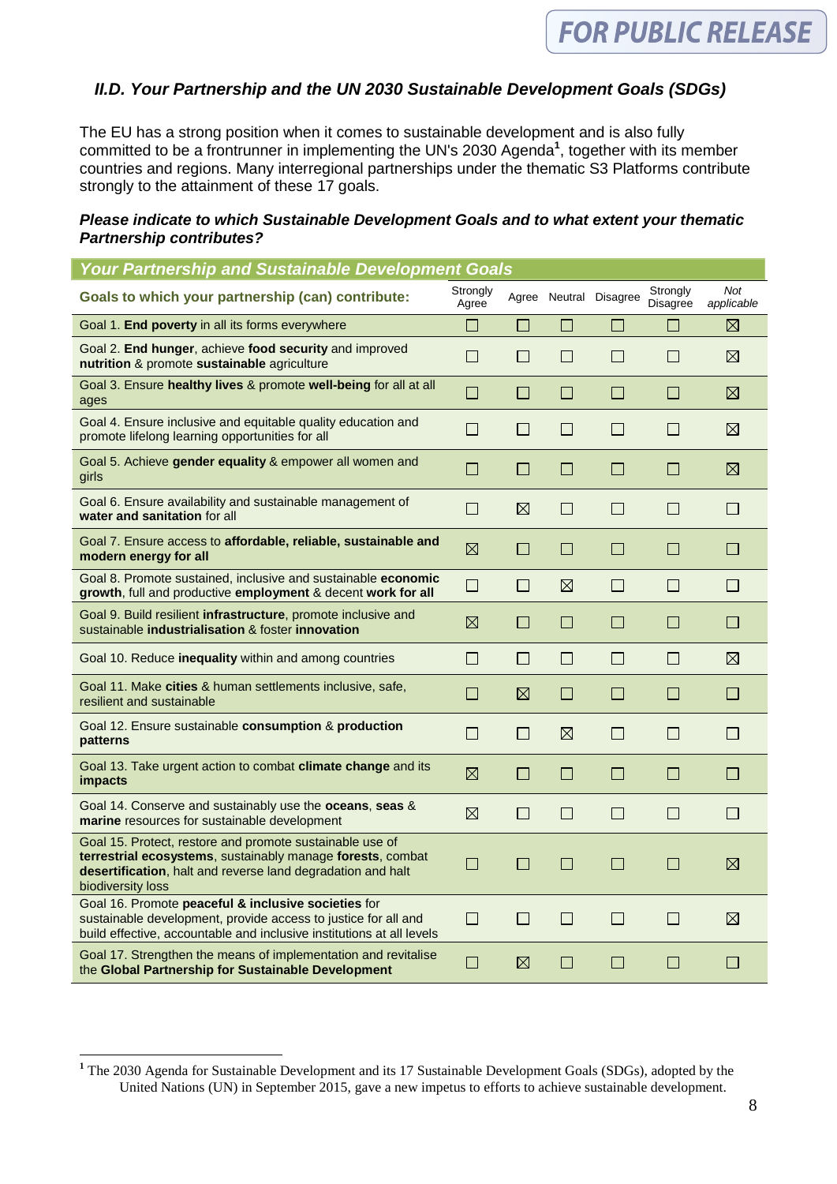FOR PUBLIC RELEASE

### *II.D. Your Partnership and the UN 2030 Sustainable Development Goals (SDGs)*

The EU has a strong position when it comes to sustainable development and is also fully committed to be a frontrunner in implementing the UN's 2030 Agenda[1], together with its member countries and regions. Many interregional partnerships under the thematic S3 Platforms contribute strongly to the attainment of these 17 goals.

***Please indicate to which Sustainable Development Goals and to what extent your thematic Partnership contributes?***

| ***Your Partnership and Sustainable Development Goals*** | | | | | | |
|---|---|---|---|---|---|---|
| **Goals to which your partnership (can) contribute:** | Strongly Agree | Agree | Neutral | Disagree | Strongly Disagree | *Not applicable* |
| Goal 1. **End poverty** in all its forms everywhere | ☐ | ☐ | ☐ | ☐ | ☐ | ☒ |
| Goal 2. **End hunger**, achieve **food security** and improved **nutrition** & promote **sustainable** agriculture | ☐ | ☐ | ☐ | ☐ | ☐ | ☒ |
| Goal 3. Ensure **healthy lives** & promote **well-being** for all at all ages | ☐ | ☐ | ☐ | ☐ | ☐ | ☒ |
| Goal 4. Ensure inclusive and equitable quality education and promote lifelong learning opportunities for all | ☐ | ☐ | ☐ | ☐ | ☐ | ☒ |
| Goal 5. Achieve **gender equality** & empower all women and girls | ☐ | ☐ | ☐ | ☐ | ☐ | ☒ |
| Goal 6. Ensure availability and sustainable management of **water and sanitation** for all | ☐ | ☒ | ☐ | ☐ | ☐ | ☐ |
| Goal 7. Ensure access to **affordable, reliable, sustainable and modern energy for all** | ☒ | ☐ | ☐ | ☐ | ☐ | ☐ |
| Goal 8. Promote sustained, inclusive and sustainable **economic growth**, full and productive **employment** & decent **work for all** | ☐ | ☐ | ☒ | ☐ | ☐ | ☐ |
| Goal 9. Build resilient **infrastructure**, promote inclusive and sustainable **industrialisation** & foster **innovation** | ☒ | ☐ | ☐ | ☐ | ☐ | ☐ |
| Goal 10. Reduce **inequality** within and among countries | ☐ | ☐ | ☐ | ☐ | ☐ | ☒ |
| Goal 11. Make **cities** & human settlements inclusive, safe, resilient and sustainable | ☐ | ☒ | ☐ | ☐ | ☐ | ☐ |
| Goal 12. Ensure sustainable **consumption** & **production patterns** | ☐ | ☐ | ☒ | ☐ | ☐ | ☐ |
| Goal 13. Take urgent action to combat **climate change** and its **impacts** | ☒ | ☐ | ☐ | ☐ | ☐ | ☐ |
| Goal 14. Conserve and sustainably use the **oceans**, **seas** & **marine** resources for sustainable development | ☒ | ☐ | ☐ | ☐ | ☐ | ☐ |
| Goal 15. Protect, restore and promote sustainable use of **terrestrial ecosystems**, sustainably manage **forests**, combat **desertification**, halt and reverse land degradation and halt biodiversity loss | ☐ | ☐ | ☐ | ☐ | ☐ | ☒ |
| Goal 16. Promote **peaceful & inclusive societies** for sustainable development, provide access to justice for all and build effective, accountable and inclusive institutions at all levels | ☐ | ☐ | ☐ | ☐ | ☐ | ☒ |
| Goal 17. Strengthen the means of implementation and revitalise the **Global Partnership for Sustainable Development** | ☐ | ☒ | ☐ | ☐ | ☐ | ☐ |

[1] The 2030 Agenda for Sustainable Development and its 17 Sustainable Development Goals (SDGs), adopted by the United Nations (UN) in September 2015, gave a new impetus to efforts to achieve sustainable development.